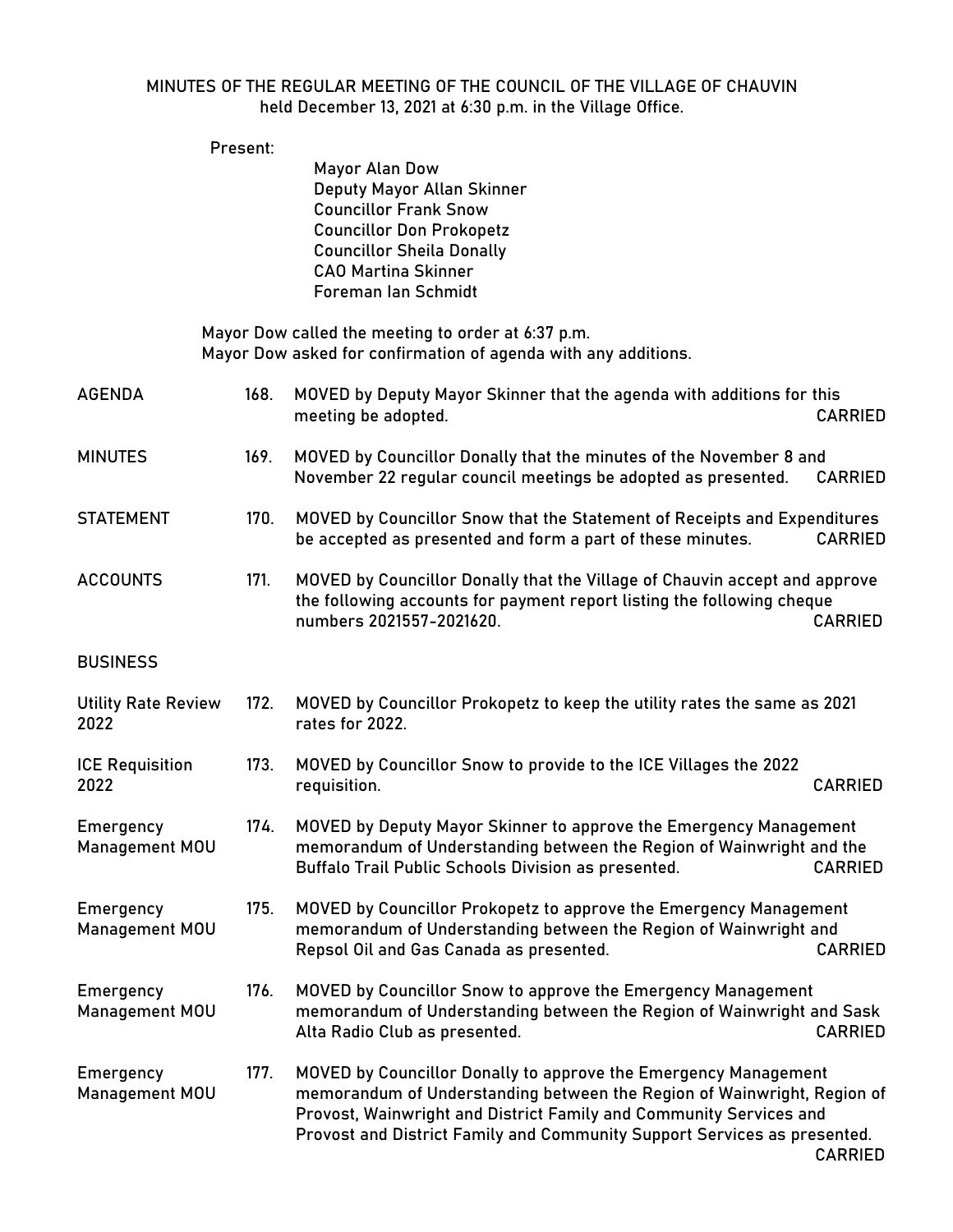MINUTES OF THE REGULAR MEETING OF THE COUNCIL OF THE VILLAGE OF CHAUVIN
held December 13, 2021 at 6:30 p.m. in the Village Office.

Present:

Mayor Alan Dow
Deputy Mayor Allan Skinner
Councillor Frank Snow
Councillor Don Prokopetz
Councillor Sheila Donally
CAO Martina Skinner
Foreman Ian Schmidt

Mayor Dow called the meeting to order at 6:37 p.m.
Mayor Dow asked for confirmation of agenda with any additions.

| | | | |
|---|---|---|---|
| AGENDA | 168. | MOVED by Deputy Mayor Skinner that the agenda with additions for this meeting be adopted. | CARRIED |
| MINUTES | 169. | MOVED by Councillor Donally that the minutes of the November 8 and November 22 regular council meetings be adopted as presented. | CARRIED |
| STATEMENT | 170. | MOVED by Councillor Snow that the Statement of Receipts and Expenditures be accepted as presented and form a part of these minutes. | CARRIED |
| ACCOUNTS | 171. | MOVED by Councillor Donally that the Village of Chauvin accept and approve the following accounts for payment report listing the following cheque numbers 2021557-2021620. | CARRIED |
| BUSINESS | | | |
| Utility Rate Review 2022 | 172. | MOVED by Councillor Prokopetz to keep the utility rates the same as 2021 rates for 2022. | |
| ICE Requisition 2022 | 173. | MOVED by Councillor Snow to provide to the ICE Villages the 2022 requisition. | CARRIED |
| Emergency Management MOU | 174. | MOVED by Deputy Mayor Skinner to approve the Emergency Management memorandum of Understanding between the Region of Wainwright and the Buffalo Trail Public Schools Division as presented. | CARRIED |
| Emergency Management MOU | 175. | MOVED by Councillor Prokopetz to approve the Emergency Management memorandum of Understanding between the Region of Wainwright and Repsol Oil and Gas Canada as presented. | CARRIED |
| Emergency Management MOU | 176. | MOVED by Councillor Snow to approve the Emergency Management memorandum of Understanding between the Region of Wainwright and Sask Alta Radio Club as presented. | CARRIED |
| Emergency Management MOU | 177. | MOVED by Councillor Donally to approve the Emergency Management memorandum of Understanding between the Region of Wainwright, Region of Provost, Wainwright and District Family and Community Services and Provost and District Family and Community Support Services as presented. | CARRIED |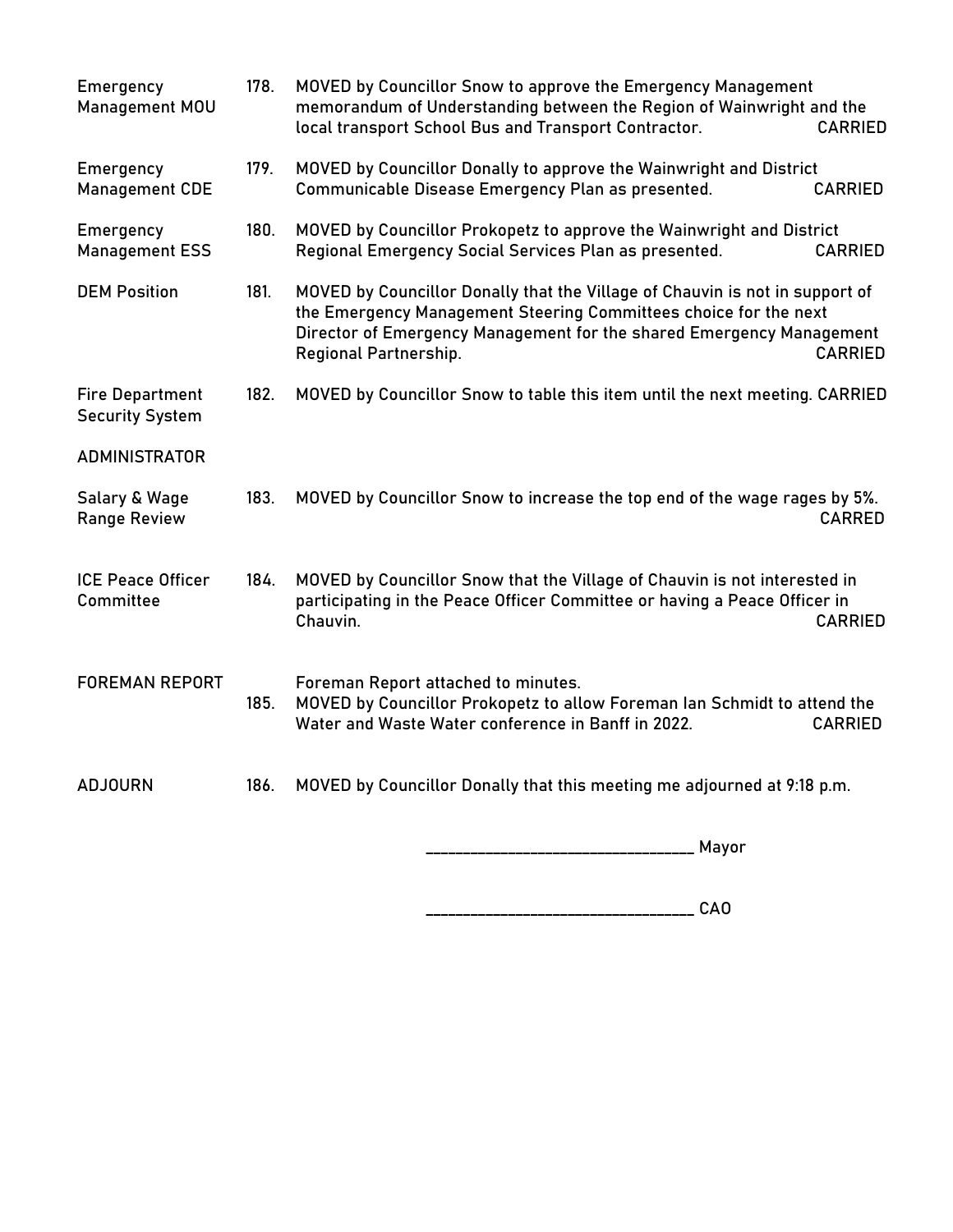| | | |
|---|---|---|
| Emergency Management MOU | 178. | MOVED by Councillor Snow to approve the Emergency Management memorandum of Understanding between the Region of Wainwright and the local transport School Bus and Transport Contractor. CARRIED |
| Emergency Management CDE | 179. | MOVED by Councillor Donally to approve the Wainwright and District Communicable Disease Emergency Plan as presented. CARRIED |
| Emergency Management ESS | 180. | MOVED by Councillor Prokopetz to approve the Wainwright and District Regional Emergency Social Services Plan as presented. CARRIED |
| DEM Position | 181. | MOVED by Councillor Donally that the Village of Chauvin is not in support of the Emergency Management Steering Committees choice for the next Director of Emergency Management for the shared Emergency Management Regional Partnership. CARRIED |
| Fire Department Security System | 182. | MOVED by Councillor Snow to table this item until the next meeting. CARRIED |

ADMINISTRATOR

| | | |
|---|---|---|
| Salary & Wage Range Review | 183. | MOVED by Councillor Snow to increase the top end of the wage rages by 5%. CARRED |
| ICE Peace Officer Committee | 184. | MOVED by Councillor Snow that the Village of Chauvin is not interested in participating in the Peace Officer Committee or having a Peace Officer in Chauvin. CARRIED |
| FOREMAN REPORT | | Foreman Report attached to minutes. |
| | 185. | MOVED by Councillor Prokopetz to allow Foreman Ian Schmidt to attend the Water and Waste Water conference in Banff in 2022. CARRIED |
| ADJOURN | 186. | MOVED by Councillor Donally that this meeting me adjourned at 9:18 p.m. |

_________________________________ Mayor

_________________________________ CAO